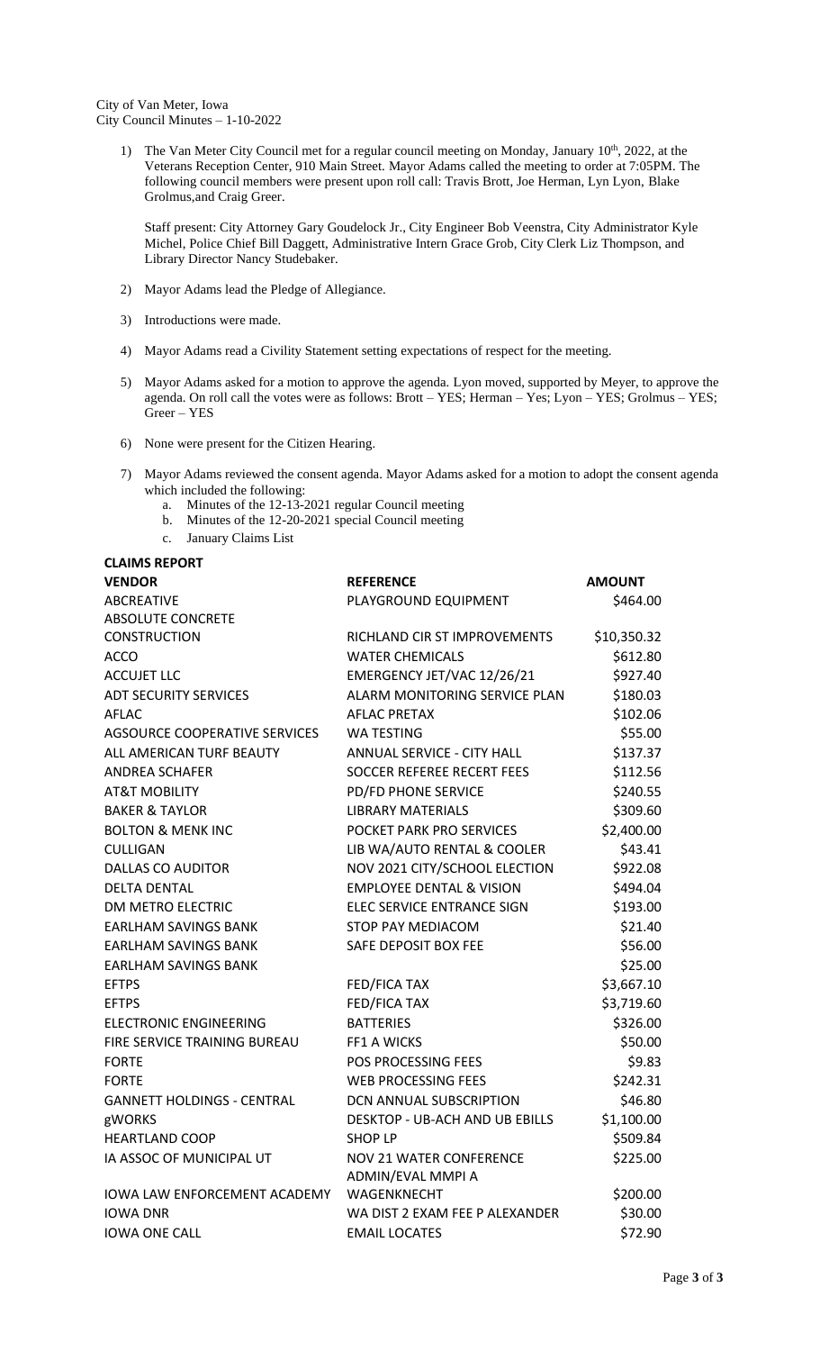City of Van Meter, Iowa
City Council Minutes – 1-10-2022

1) The Van Meter City Council met for a regular council meeting on Monday, January 10th, 2022, at the Veterans Reception Center, 910 Main Street. Mayor Adams called the meeting to order at 7:05PM. The following council members were present upon roll call: Travis Brott, Joe Herman, Lyn Lyon, Blake Grolmus,and Craig Greer.

   Staff present: City Attorney Gary Goudelock Jr., City Engineer Bob Veenstra, City Administrator Kyle Michel, Police Chief Bill Daggett, Administrative Intern Grace Grob, City Clerk Liz Thompson, and Library Director Nancy Studebaker.

2) Mayor Adams lead the Pledge of Allegiance.

3) Introductions were made.

4) Mayor Adams read a Civility Statement setting expectations of respect for the meeting.

5) Mayor Adams asked for a motion to approve the agenda. Lyon moved, supported by Meyer, to approve the agenda. On roll call the votes were as follows: Brott – YES; Herman – Yes; Lyon – YES; Grolmus – YES; Greer – YES

6) None were present for the Citizen Hearing.

7) Mayor Adams reviewed the consent agenda. Mayor Adams asked for a motion to adopt the consent agenda which included the following:
   a. Minutes of the 12-13-2021 regular Council meeting
   b. Minutes of the 12-20-2021 special Council meeting
   c. January Claims List

**CLAIMS REPORT**

| VENDOR | REFERENCE | AMOUNT |
|---|---|---|
| ABCREATIVE | PLAYGROUND EQUIPMENT | $464.00 |
| ABSOLUTE CONCRETE CONSTRUCTION | RICHLAND CIR ST IMPROVEMENTS | $10,350.32 |
| ACCO | WATER CHEMICALS | $612.80 |
| ACCUJET LLC | EMERGENCY JET/VAC 12/26/21 | $927.40 |
| ADT SECURITY SERVICES | ALARM MONITORING SERVICE PLAN | $180.03 |
| AFLAC | AFLAC PRETAX | $102.06 |
| AGSOURCE COOPERATIVE SERVICES | WA TESTING | $55.00 |
| ALL AMERICAN TURF BEAUTY | ANNUAL SERVICE - CITY HALL | $137.37 |
| ANDREA SCHAFER | SOCCER REFEREE RECERT FEES | $112.56 |
| AT&T MOBILITY | PD/FD PHONE SERVICE | $240.55 |
| BAKER & TAYLOR | LIBRARY MATERIALS | $309.60 |
| BOLTON & MENK INC | POCKET PARK PRO SERVICES | $2,400.00 |
| CULLIGAN | LIB WA/AUTO RENTAL & COOLER | $43.41 |
| DALLAS CO AUDITOR | NOV 2021 CITY/SCHOOL ELECTION | $922.08 |
| DELTA DENTAL | EMPLOYEE DENTAL & VISION | $494.04 |
| DM METRO ELECTRIC | ELEC SERVICE ENTRANCE SIGN | $193.00 |
| EARLHAM SAVINGS BANK | STOP PAY MEDIACOM | $21.40 |
| EARLHAM SAVINGS BANK | SAFE DEPOSIT BOX FEE | $56.00 |
| EARLHAM SAVINGS BANK | | $25.00 |
| EFTPS | FED/FICA TAX | $3,667.10 |
| EFTPS | FED/FICA TAX | $3,719.60 |
| ELECTRONIC ENGINEERING | BATTERIES | $326.00 |
| FIRE SERVICE TRAINING BUREAU | FF1 A WICKS | $50.00 |
| FORTE | POS PROCESSING FEES | $9.83 |
| FORTE | WEB PROCESSING FEES | $242.31 |
| GANNETT HOLDINGS - CENTRAL | DCN ANNUAL SUBSCRIPTION | $46.80 |
| gWORKS | DESKTOP - UB-ACH AND UB EBILLS | $1,100.00 |
| HEARTLAND COOP | SHOP LP | $509.84 |
| IA ASSOC OF MUNICIPAL UT | NOV 21 WATER CONFERENCE | $225.00 |
| IOWA LAW ENFORCEMENT ACADEMY | ADMIN/EVAL MMPI A WAGENKNECHT | $200.00 |
| IOWA DNR | WA DIST 2 EXAM FEE P ALEXANDER | $30.00 |
| IOWA ONE CALL | EMAIL LOCATES | $72.90 |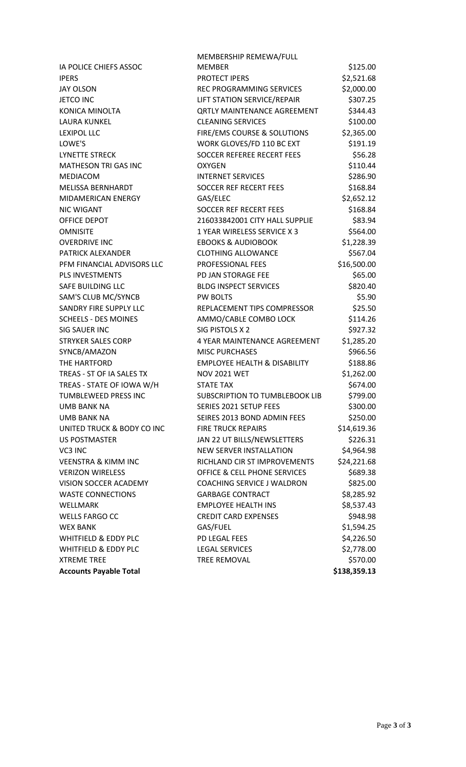| | | |
|---|---|---|
| IA POLICE CHIEFS ASSOC | MEMBERSHIP REMEWA/FULL MEMBER | $125.00 |
| IPERS | PROTECT IPERS | $2,521.68 |
| JAY OLSON | REC PROGRAMMING SERVICES | $2,000.00 |
| JETCO INC | LIFT STATION SERVICE/REPAIR | $307.25 |
| KONICA MINOLTA | QRTLY MAINTENANCE AGREEMENT | $344.43 |
| LAURA KUNKEL | CLEANING SERVICES | $100.00 |
| LEXIPOL LLC | FIRE/EMS COURSE & SOLUTIONS | $2,365.00 |
| LOWE'S | WORK GLOVES/FD 110 BC EXT | $191.19 |
| LYNETTE STRECK | SOCCER REFEREE RECERT FEES | $56.28 |
| MATHESON TRI GAS INC | OXYGEN | $110.44 |
| MEDIACOM | INTERNET SERVICES | $286.90 |
| MELISSA BERNHARDT | SOCCER REF RECERT FEES | $168.84 |
| MIDAMERICAN ENERGY | GAS/ELEC | $2,652.12 |
| NIC WIGANT | SOCCER REF RECERT FEES | $168.84 |
| OFFICE DEPOT | 216033842001 CITY HALL SUPPLIE | $83.94 |
| OMNISITE | 1 YEAR WIRELESS SERVICE X 3 | $564.00 |
| OVERDRIVE INC | EBOOKS & AUDIOBOOK | $1,228.39 |
| PATRICK ALEXANDER | CLOTHING ALLOWANCE | $567.04 |
| PFM FINANCIAL ADVISORS LLC | PROFESSIONAL FEES | $16,500.00 |
| PLS INVESTMENTS | PD JAN STORAGE FEE | $65.00 |
| SAFE BUILDING LLC | BLDG INSPECT SERVICES | $820.40 |
| SAM'S CLUB MC/SYNCB | PW BOLTS | $5.90 |
| SANDRY FIRE SUPPLY LLC | REPLACEMENT TIPS COMPRESSOR | $25.50 |
| SCHEELS - DES MOINES | AMMO/CABLE COMBO LOCK | $114.26 |
| SIG SAUER INC | SIG PISTOLS X 2 | $927.32 |
| STRYKER SALES CORP | 4 YEAR MAINTENANCE AGREEMENT | $1,285.20 |
| SYNCB/AMAZON | MISC PURCHASES | $966.56 |
| THE HARTFORD | EMPLOYEE HEALTH & DISABILITY | $188.86 |
| TREAS - ST OF IA SALES TX | NOV 2021 WET | $1,262.00 |
| TREAS - STATE OF IOWA W/H | STATE TAX | $674.00 |
| TUMBLEWEED PRESS INC | SUBSCRIPTION TO TUMBLEBOOK LIB | $799.00 |
| UMB BANK NA | SERIES 2021 SETUP FEES | $300.00 |
| UMB BANK NA | SEIRES 2013 BOND ADMIN FEES | $250.00 |
| UNITED TRUCK & BODY CO INC | FIRE TRUCK REPAIRS | $14,619.36 |
| US POSTMASTER | JAN 22 UT BILLS/NEWSLETTERS | $226.31 |
| VC3 INC | NEW SERVER INSTALLATION | $4,964.98 |
| VEENSTRA & KIMM INC | RICHLAND CIR ST IMPROVEMENTS | $24,221.68 |
| VERIZON WIRELESS | OFFICE & CELL PHONE SERVICES | $689.38 |
| VISION SOCCER ACADEMY | COACHING SERVICE J WALDRON | $825.00 |
| WASTE CONNECTIONS | GARBAGE CONTRACT | $8,285.92 |
| WELLMARK | EMPLOYEE HEALTH INS | $8,537.43 |
| WELLS FARGO CC | CREDIT CARD EXPENSES | $948.98 |
| WEX BANK | GAS/FUEL | $1,594.25 |
| WHITFIELD & EDDY PLC | PD LEGAL FEES | $4,226.50 |
| WHITFIELD & EDDY PLC | LEGAL SERVICES | $2,778.00 |
| XTREME TREE | TREE REMOVAL | $570.00 |
| **Accounts Payable Total** | | **$138,359.13** |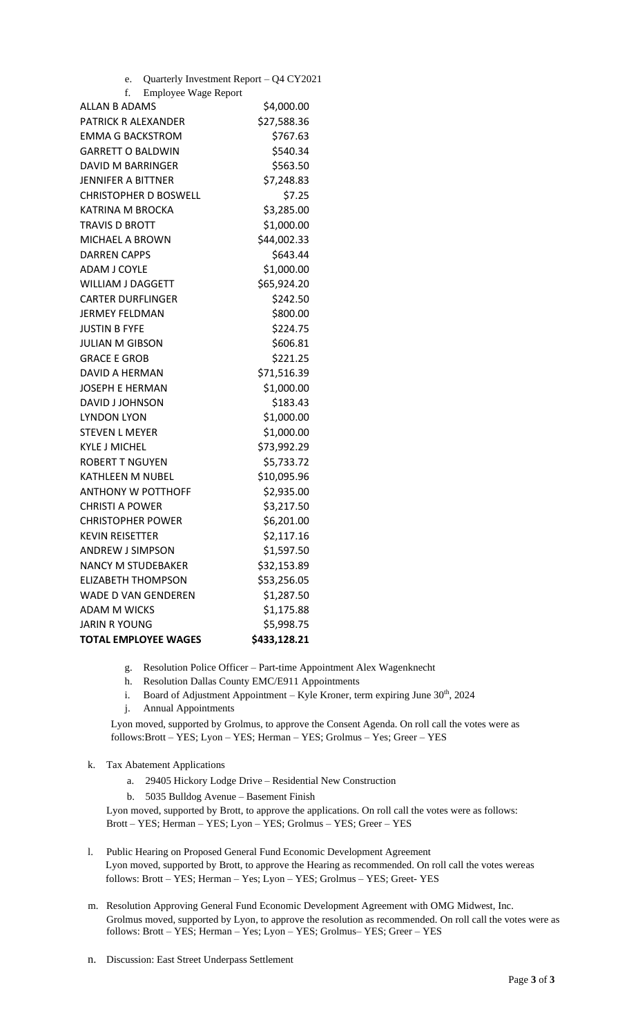e. Quarterly Investment Report – Q4 CY2021

f. Employee Wage Report

| Name | Amount |
|---|---|
| ALLAN B ADAMS | $4,000.00 |
| PATRICK R ALEXANDER | $27,588.36 |
| EMMA G BACKSTROM | $767.63 |
| GARRETT O BALDWIN | $540.34 |
| DAVID M BARRINGER | $563.50 |
| JENNIFER A BITTNER | $7,248.83 |
| CHRISTOPHER D BOSWELL | $7.25 |
| KATRINA M BROCKA | $3,285.00 |
| TRAVIS D BROTT | $1,000.00 |
| MICHAEL A BROWN | $44,002.33 |
| DARREN CAPPS | $643.44 |
| ADAM J COYLE | $1,000.00 |
| WILLIAM J DAGGETT | $65,924.20 |
| CARTER DURFLINGER | $242.50 |
| JERMEY FELDMAN | $800.00 |
| JUSTIN B FYFE | $224.75 |
| JULIAN M GIBSON | $606.81 |
| GRACE E GROB | $221.25 |
| DAVID A HERMAN | $71,516.39 |
| JOSEPH E HERMAN | $1,000.00 |
| DAVID J JOHNSON | $183.43 |
| LYNDON LYON | $1,000.00 |
| STEVEN L MEYER | $1,000.00 |
| KYLE J MICHEL | $73,992.29 |
| ROBERT T NGUYEN | $5,733.72 |
| KATHLEEN M NUBEL | $10,095.96 |
| ANTHONY W POTTHOFF | $2,935.00 |
| CHRISTI A POWER | $3,217.50 |
| CHRISTOPHER POWER | $6,201.00 |
| KEVIN REISETTER | $2,117.16 |
| ANDREW J SIMPSON | $1,597.50 |
| NANCY M STUDEBAKER | $32,153.89 |
| ELIZABETH THOMPSON | $53,256.05 |
| WADE D VAN GENDEREN | $1,287.50 |
| ADAM M WICKS | $1,175.88 |
| JARIN R YOUNG | $5,998.75 |
| **TOTAL EMPLOYEE WAGES** | **$433,128.21** |

g. Resolution Police Officer – Part-time Appointment Alex Wagenknecht

h. Resolution Dallas County EMC/E911 Appointments

i. Board of Adjustment Appointment – Kyle Kroner, term expiring June 30th, 2024

j. Annual Appointments

Lyon moved, supported by Grolmus, to approve the Consent Agenda. On roll call the votes were as follows:Brott – YES; Lyon – YES; Herman – YES; Grolmus – Yes; Greer – YES

k. Tax Abatement Applications

   a. 29405 Hickory Lodge Drive – Residential New Construction

   b. 5035 Bulldog Avenue – Basement Finish

   Lyon moved, supported by Brott, to approve the applications. On roll call the votes were as follows: Brott – YES; Herman – YES; Lyon – YES; Grolmus – YES; Greer – YES

l. Public Hearing on Proposed General Fund Economic Development Agreement
   Lyon moved, supported by Brott, to approve the Hearing as recommended. On roll call the votes wereas follows: Brott – YES; Herman – Yes; Lyon – YES; Grolmus – YES; Greet- YES

m. Resolution Approving General Fund Economic Development Agreement with OMG Midwest, Inc.
   Grolmus moved, supported by Lyon, to approve the resolution as recommended. On roll call the votes were as follows: Brott – YES; Herman – Yes; Lyon – YES; Grolmus– YES; Greer – YES

n. Discussion: East Street Underpass Settlement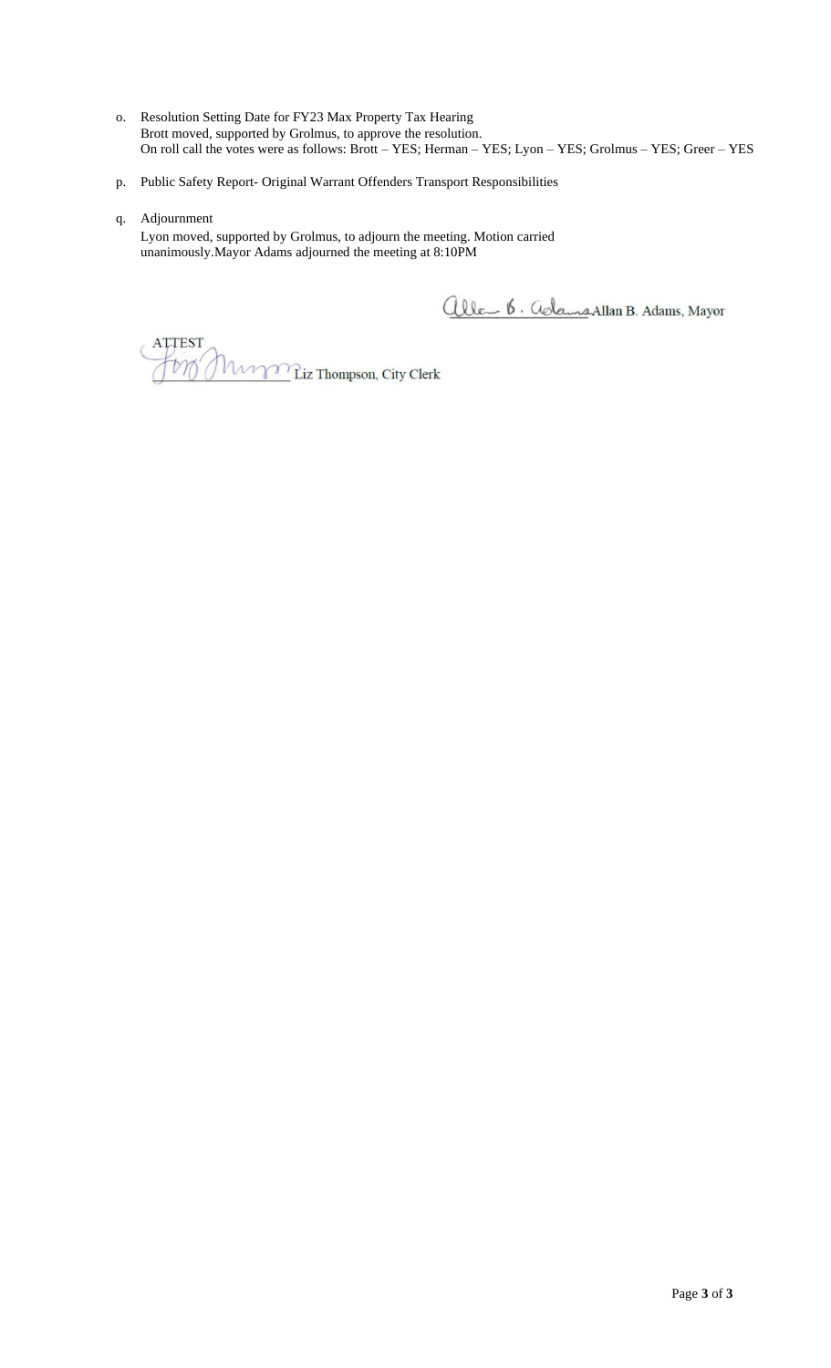o. Resolution Setting Date for FY23 Max Property Tax Hearing
   Brott moved, supported by Grolmus, to approve the resolution.
   On roll call the votes were as follows: Brott – YES; Herman – YES; Lyon – YES; Grolmus – YES; Greer – YES

p. Public Safety Report- Original Warrant Offenders Transport Responsibilities

q. Adjournment
   Lyon moved, supported by Grolmus, to adjourn the meeting. Motion carried unanimously.Mayor Adams adjourned the meeting at 8:10PM

Allan B. Adams, Mayor

ATTEST

Liz Thompson, City Clerk